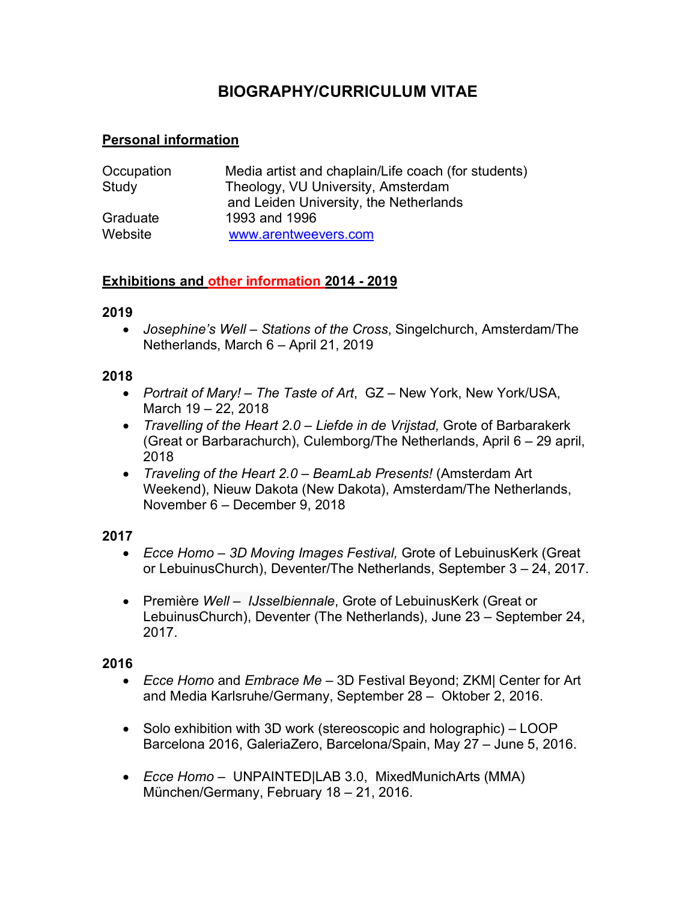# BIOGRAPHY/CURRICULUM VITAE

## Personal information

| | |
|---|---|
| Occupation | Media artist and chaplain/Life coach (for students) |
| Study | Theology, VU University, Amsterdam and Leiden University, the Netherlands |
| Graduate | 1993 and 1996 |
| Website | www.arentweevers.com |

## Exhibitions and other information 2014 - 2019

### 2019

- *Josephine's Well – Stations of the Cross*, Singelchurch, Amsterdam/The Netherlands, March 6 – April 21, 2019

### 2018

- *Portrait of Mary! – The Taste of Art*, GZ – New York, New York/USA, March 19 – 22, 2018
- *Travelling of the Heart 2.0 – Liefde in de Vrijstad,* Grote of Barbarakerk (Great or Barbarachurch), Culemborg/The Netherlands, April 6 – 29 april, 2018
- *Traveling of the Heart 2.0 – BeamLab Presents!* (Amsterdam Art Weekend), Nieuw Dakota (New Dakota), Amsterdam/The Netherlands, November 6 – December 9, 2018

### 2017

- *Ecce Homo – 3D Moving Images Festival,* Grote of LebuinusKerk (Great or LebuinusChurch), Deventer/The Netherlands, September 3 – 24, 2017.
- Première *Well – IJsselbiennale*, Grote of LebuinusKerk (Great or LebuinusChurch), Deventer (The Netherlands), June 23 – September 24, 2017.

### 2016

- *Ecce Homo* and *Embrace Me* – 3D Festival Beyond; ZKM| Center for Art and Media Karlsruhe/Germany, September 28 – Oktober 2, 2016.
- Solo exhibition with 3D work (stereoscopic and holographic) – LOOP Barcelona 2016, GaleriaZero, Barcelona/Spain, May 27 – June 5, 2016.
- *Ecce Homo* – UNPAINTED|LAB 3.0, MixedMunichArts (MMA) München/Germany, February 18 – 21, 2016.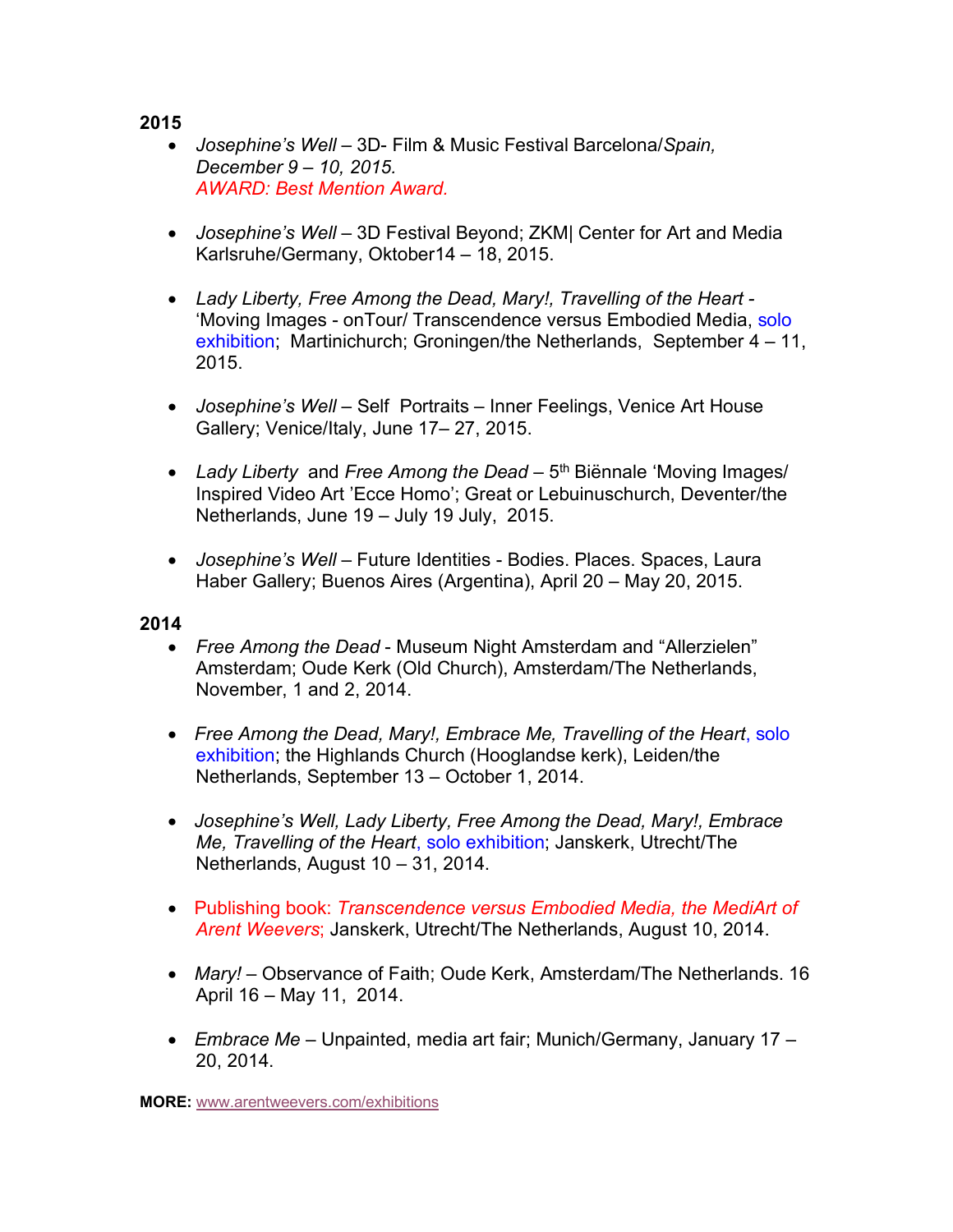**2015**

- *Josephine's Well* – 3D- Film & Music Festival Barcelona/*Spain, December 9 – 10, 2015.* *AWARD: Best Mention Award.*

- *Josephine's Well* – 3D Festival Beyond; ZKM| Center for Art and Media Karlsruhe/Germany, Oktober14 – 18, 2015.

- *Lady Liberty, Free Among the Dead, Mary!, Travelling of the Heart* - 'Moving Images - onTour/ Transcendence versus Embodied Media, solo exhibition; Martinichurch; Groningen/the Netherlands, September 4 – 11, 2015.

- *Josephine's Well* – Self Portraits – Inner Feelings, Venice Art House Gallery; Venice/Italy, June 17– 27, 2015.

- *Lady Liberty* and *Free Among the Dead* – 5th Biënnale 'Moving Images/ Inspired Video Art 'Ecce Homo'; Great or Lebuinuschurch, Deventer/the Netherlands, June 19 – July 19 July, 2015.

- *Josephine's Well* – Future Identities - Bodies. Places. Spaces, Laura Haber Gallery; Buenos Aires (Argentina), April 20 – May 20, 2015.

**2014**

- *Free Among the Dead* - Museum Night Amsterdam and "Allerzielen" Amsterdam; Oude Kerk (Old Church), Amsterdam/The Netherlands, November, 1 and 2, 2014.

- *Free Among the Dead, Mary!, Embrace Me, Travelling of the Heart*, solo exhibition; the Highlands Church (Hooglandse kerk), Leiden/the Netherlands, September 13 – October 1, 2014.

- *Josephine's Well, Lady Liberty, Free Among the Dead, Mary!, Embrace Me, Travelling of the Heart*, solo exhibition; Janskerk, Utrecht/The Netherlands, August 10 – 31, 2014.

- Publishing book: *Transcendence versus Embodied Media, the MediArt of Arent Weevers*; Janskerk, Utrecht/The Netherlands, August 10, 2014.

- *Mary!* – Observance of Faith; Oude Kerk, Amsterdam/The Netherlands. 16 April 16 – May 11, 2014.

- *Embrace Me* – Unpainted, media art fair; Munich/Germany, January 17 – 20, 2014.

**MORE:** www.arentweevers.com/exhibitions